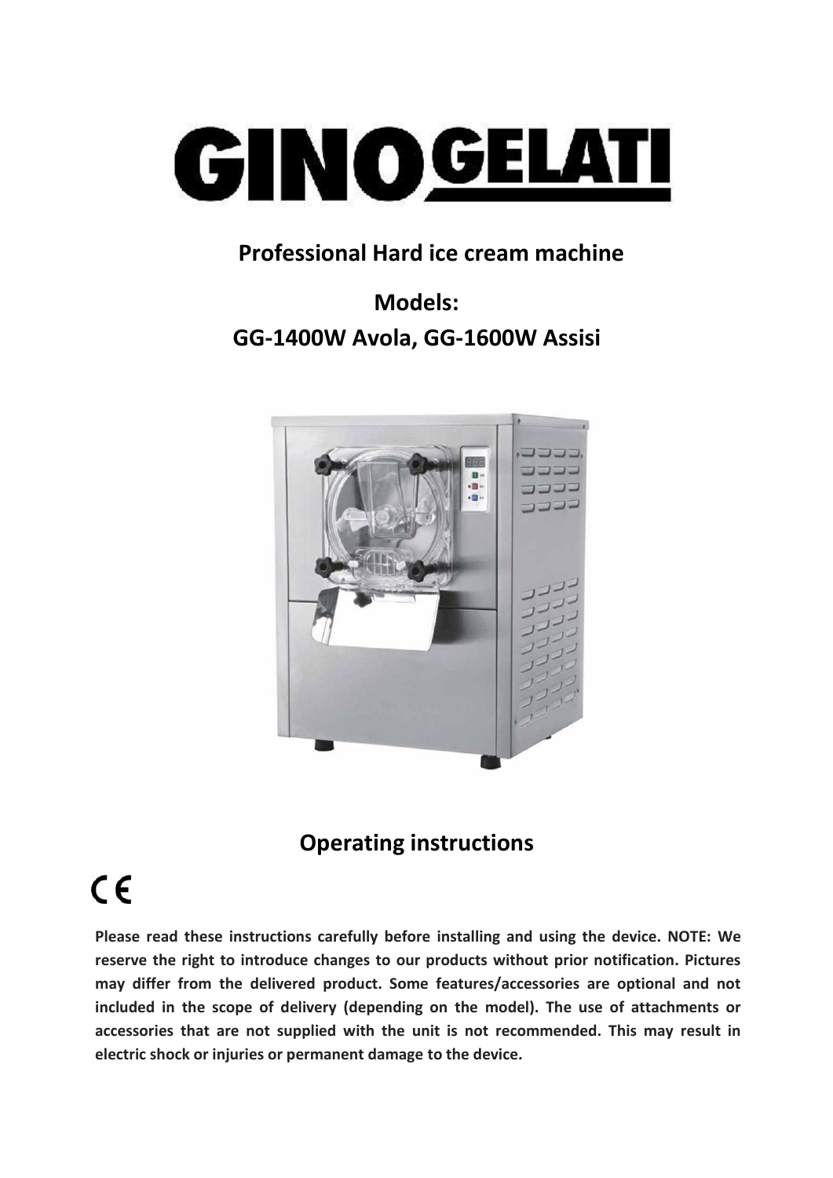# GINO GELATI

## Professional Hard ice cream machine

## Models:
## GG-1400W Avola, GG-1600W Assisi

## Operating instructions

CE

**Please read these instructions carefully before installing and using the device. NOTE: We reserve the right to introduce changes to our products without prior notification. Pictures may differ from the delivered product. Some features/accessories are optional and not included in the scope of delivery (depending on the model). The use of attachments or accessories that are not supplied with the unit is not recommended. This may result in electric shock or injuries or permanent damage to the device.**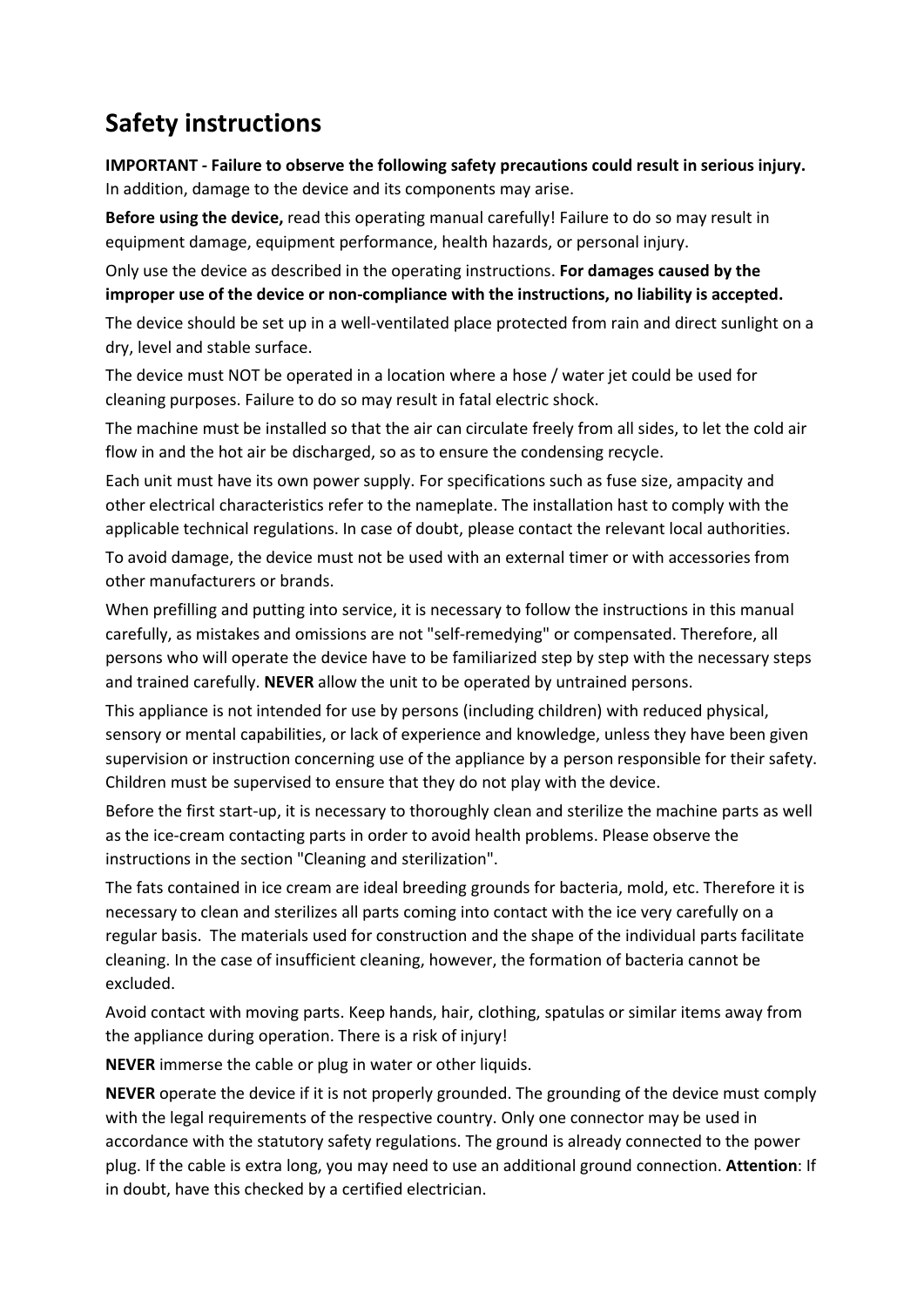# Safety instructions

**IMPORTANT - Failure to observe the following safety precautions could result in serious injury.** In addition, damage to the device and its components may arise.

**Before using the device,** read this operating manual carefully! Failure to do so may result in equipment damage, equipment performance, health hazards, or personal injury.

Only use the device as described in the operating instructions. **For damages caused by the improper use of the device or non-compliance with the instructions, no liability is accepted.**

The device should be set up in a well-ventilated place protected from rain and direct sunlight on a dry, level and stable surface.

The device must NOT be operated in a location where a hose / water jet could be used for cleaning purposes. Failure to do so may result in fatal electric shock.

The machine must be installed so that the air can circulate freely from all sides, to let the cold air flow in and the hot air be discharged, so as to ensure the condensing recycle.

Each unit must have its own power supply. For specifications such as fuse size, ampacity and other electrical characteristics refer to the nameplate. The installation hast to comply with the applicable technical regulations. In case of doubt, please contact the relevant local authorities.

To avoid damage, the device must not be used with an external timer or with accessories from other manufacturers or brands.

When prefilling and putting into service, it is necessary to follow the instructions in this manual carefully, as mistakes and omissions are not "self-remedying" or compensated. Therefore, all persons who will operate the device have to be familiarized step by step with the necessary steps and trained carefully. **NEVER** allow the unit to be operated by untrained persons.

This appliance is not intended for use by persons (including children) with reduced physical, sensory or mental capabilities, or lack of experience and knowledge, unless they have been given supervision or instruction concerning use of the appliance by a person responsible for their safety. Children must be supervised to ensure that they do not play with the device.

Before the first start-up, it is necessary to thoroughly clean and sterilize the machine parts as well as the ice-cream contacting parts in order to avoid health problems. Please observe the instructions in the section "Cleaning and sterilization".

The fats contained in ice cream are ideal breeding grounds for bacteria, mold, etc. Therefore it is necessary to clean and sterilizes all parts coming into contact with the ice very carefully on a regular basis. The materials used for construction and the shape of the individual parts facilitate cleaning. In the case of insufficient cleaning, however, the formation of bacteria cannot be excluded.

Avoid contact with moving parts. Keep hands, hair, clothing, spatulas or similar items away from the appliance during operation. There is a risk of injury!

**NEVER** immerse the cable or plug in water or other liquids.

**NEVER** operate the device if it is not properly grounded. The grounding of the device must comply with the legal requirements of the respective country. Only one connector may be used in accordance with the statutory safety regulations. The ground is already connected to the power plug. If the cable is extra long, you may need to use an additional ground connection. **Attention**: If in doubt, have this checked by a certified electrician.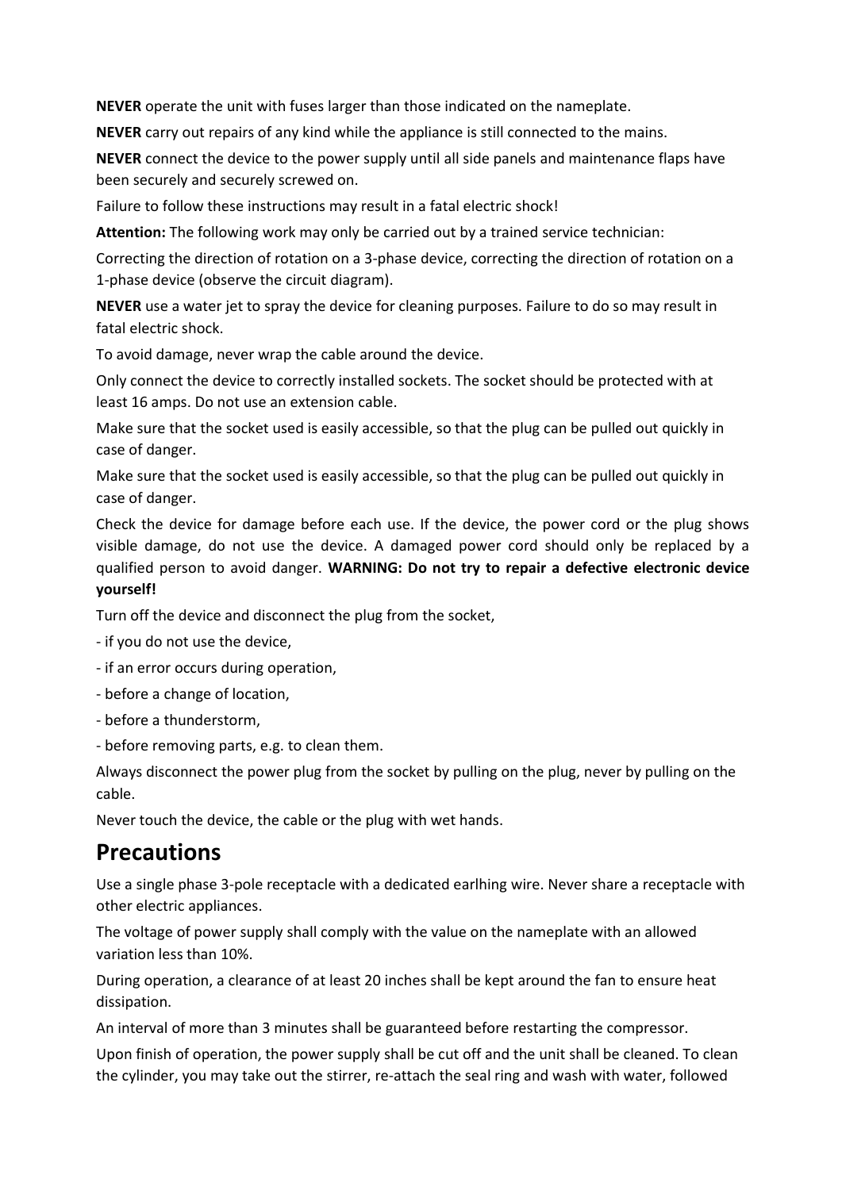**NEVER** operate the unit with fuses larger than those indicated on the nameplate.

**NEVER** carry out repairs of any kind while the appliance is still connected to the mains.

**NEVER** connect the device to the power supply until all side panels and maintenance flaps have been securely and securely screwed on.

Failure to follow these instructions may result in a fatal electric shock!

**Attention:** The following work may only be carried out by a trained service technician:

Correcting the direction of rotation on a 3-phase device, correcting the direction of rotation on a 1-phase device (observe the circuit diagram).

**NEVER** use a water jet to spray the device for cleaning purposes. Failure to do so may result in fatal electric shock.

To avoid damage, never wrap the cable around the device.

Only connect the device to correctly installed sockets. The socket should be protected with at least 16 amps. Do not use an extension cable.

Make sure that the socket used is easily accessible, so that the plug can be pulled out quickly in case of danger.

Make sure that the socket used is easily accessible, so that the plug can be pulled out quickly in case of danger.

Check the device for damage before each use. If the device, the power cord or the plug shows visible damage, do not use the device. A damaged power cord should only be replaced by a qualified person to avoid danger. **WARNING: Do not try to repair a defective electronic device yourself!**

Turn off the device and disconnect the plug from the socket,

- if you do not use the device,
- if an error occurs during operation,
- before a change of location,
- before a thunderstorm,
- before removing parts, e.g. to clean them.

Always disconnect the power plug from the socket by pulling on the plug, never by pulling on the cable.

Never touch the device, the cable or the plug with wet hands.

## Precautions

Use a single phase 3-pole receptacle with a dedicated earlhing wire. Never share a receptacle with other electric appliances.

The voltage of power supply shall comply with the value on the nameplate with an allowed variation less than 10%.

During operation, a clearance of at least 20 inches shall be kept around the fan to ensure heat dissipation.

An interval of more than 3 minutes shall be guaranteed before restarting the compressor.

Upon finish of operation, the power supply shall be cut off and the unit shall be cleaned. To clean the cylinder, you may take out the stirrer, re-attach the seal ring and wash with water, followed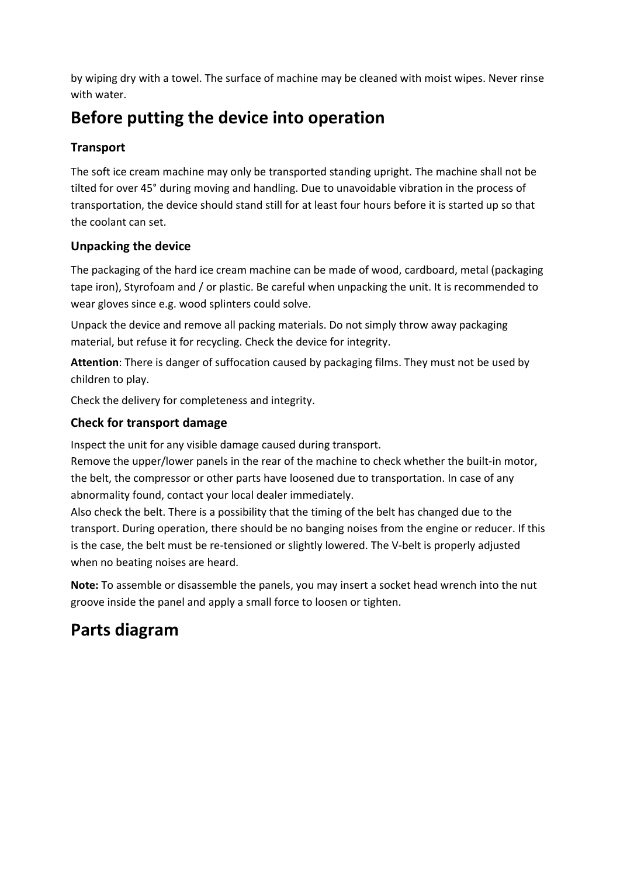by wiping dry with a towel. The surface of machine may be cleaned with moist wipes. Never rinse with water.

# Before putting the device into operation

### Transport

The soft ice cream machine may only be transported standing upright. The machine shall not be tilted for over 45° during moving and handling. Due to unavoidable vibration in the process of transportation, the device should stand still for at least four hours before it is started up so that the coolant can set.

### Unpacking the device

The packaging of the hard ice cream machine can be made of wood, cardboard, metal (packaging tape iron), Styrofoam and / or plastic. Be careful when unpacking the unit. It is recommended to wear gloves since e.g. wood splinters could solve.

Unpack the device and remove all packing materials. Do not simply throw away packaging material, but refuse it for recycling. Check the device for integrity.

**Attention**: There is danger of suffocation caused by packaging films. They must not be used by children to play.

Check the delivery for completeness and integrity.

### Check for transport damage

Inspect the unit for any visible damage caused during transport.
Remove the upper/lower panels in the rear of the machine to check whether the built-in motor, the belt, the compressor or other parts have loosened due to transportation. In case of any abnormality found, contact your local dealer immediately.
Also check the belt. There is a possibility that the timing of the belt has changed due to the transport. During operation, there should be no banging noises from the engine or reducer. If this is the case, the belt must be re-tensioned or slightly lowered. The V-belt is properly adjusted when no beating noises are heard.

**Note:** To assemble or disassemble the panels, you may insert a socket head wrench into the nut groove inside the panel and apply a small force to loosen or tighten.

# Parts diagram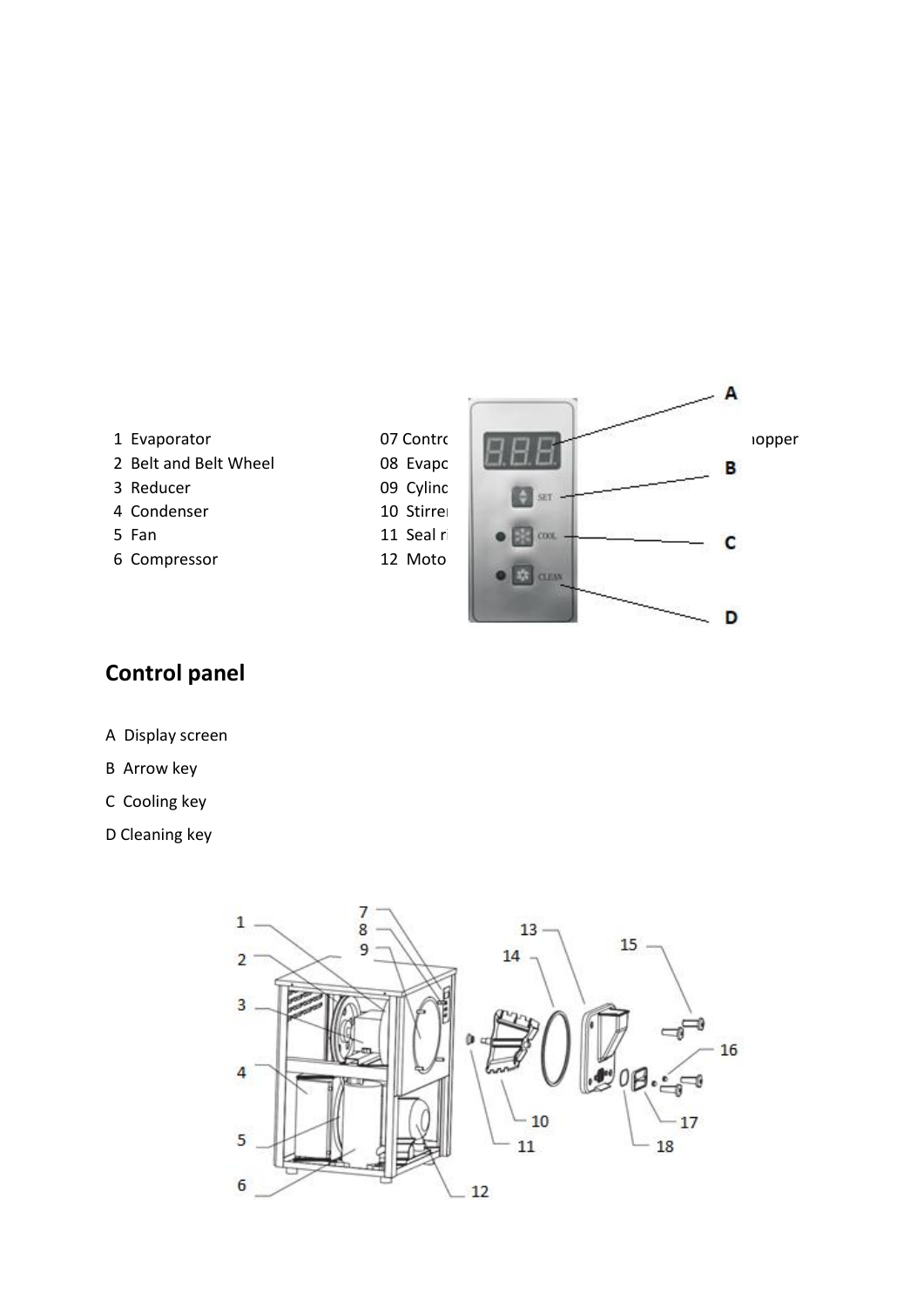1 Evaporator

2 Belt and Belt Wheel

3 Reducer

4 Condenser

5 Fan

6 Compressor

07 Contro

08 Evapo

09 Cylinc

10 Stirre

11 Seal r

12 Moto

opper

## Control panel

A Display screen

B Arrow key

C Cooling key

D Cleaning key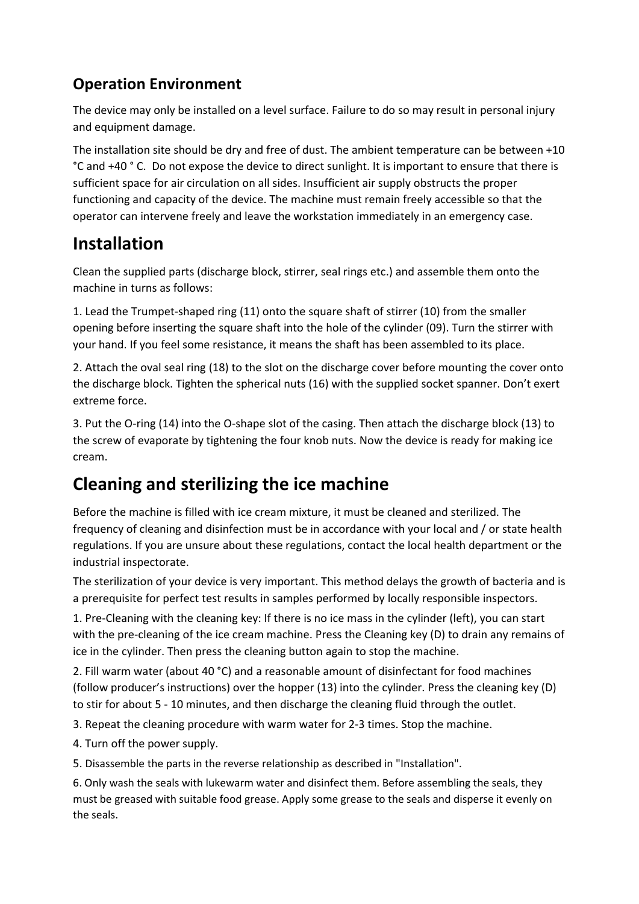## Operation Environment

The device may only be installed on a level surface. Failure to do so may result in personal injury and equipment damage.

The installation site should be dry and free of dust. The ambient temperature can be between +10 °C and +40 ° C.  Do not expose the device to direct sunlight. It is important to ensure that there is sufficient space for air circulation on all sides. Insufficient air supply obstructs the proper functioning and capacity of the device. The machine must remain freely accessible so that the operator can intervene freely and leave the workstation immediately in an emergency case.

# Installation

Clean the supplied parts (discharge block, stirrer, seal rings etc.) and assemble them onto the machine in turns as follows:

1. Lead the Trumpet-shaped ring (11) onto the square shaft of stirrer (10) from the smaller opening before inserting the square shaft into the hole of the cylinder (09). Turn the stirrer with your hand. If you feel some resistance, it means the shaft has been assembled to its place.

2. Attach the oval seal ring (18) to the slot on the discharge cover before mounting the cover onto the discharge block. Tighten the spherical nuts (16) with the supplied socket spanner. Don't exert extreme force.

3. Put the O-ring (14) into the O-shape slot of the casing. Then attach the discharge block (13) to the screw of evaporate by tightening the four knob nuts. Now the device is ready for making ice cream.

# Cleaning and sterilizing the ice machine

Before the machine is filled with ice cream mixture, it must be cleaned and sterilized. The frequency of cleaning and disinfection must be in accordance with your local and / or state health regulations. If you are unsure about these regulations, contact the local health department or the industrial inspectorate.

The sterilization of your device is very important. This method delays the growth of bacteria and is a prerequisite for perfect test results in samples performed by locally responsible inspectors.

1. Pre-Cleaning with the cleaning key: If there is no ice mass in the cylinder (left), you can start with the pre-cleaning of the ice cream machine. Press the Cleaning key (D) to drain any remains of ice in the cylinder. Then press the cleaning button again to stop the machine.

2. Fill warm water (about 40 °C) and a reasonable amount of disinfectant for food machines (follow producer's instructions) over the hopper (13) into the cylinder. Press the cleaning key (D) to stir for about 5 - 10 minutes, and then discharge the cleaning fluid through the outlet.

3. Repeat the cleaning procedure with warm water for 2-3 times. Stop the machine.

4. Turn off the power supply.

5. Disassemble the parts in the reverse relationship as described in "Installation".

6. Only wash the seals with lukewarm water and disinfect them. Before assembling the seals, they must be greased with suitable food grease. Apply some grease to the seals and disperse it evenly on the seals.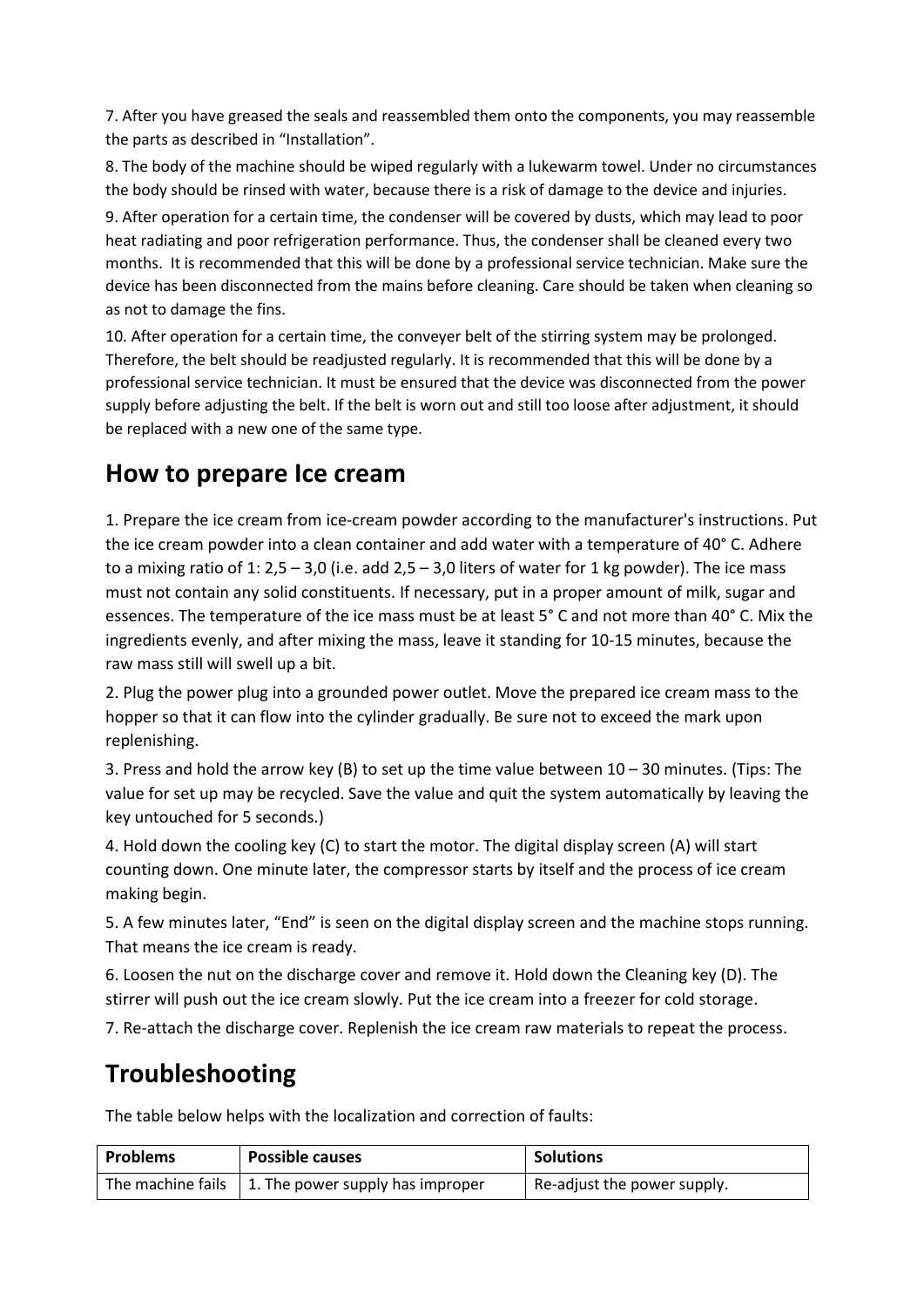7. After you have greased the seals and reassembled them onto the components, you may reassemble the parts as described in "Installation".

8. The body of the machine should be wiped regularly with a lukewarm towel. Under no circumstances the body should be rinsed with water, because there is a risk of damage to the device and injuries.

9. After operation for a certain time, the condenser will be covered by dusts, which may lead to poor heat radiating and poor refrigeration performance. Thus, the condenser shall be cleaned every two months. It is recommended that this will be done by a professional service technician. Make sure the device has been disconnected from the mains before cleaning. Care should be taken when cleaning so as not to damage the fins.

10. After operation for a certain time, the conveyer belt of the stirring system may be prolonged. Therefore, the belt should be readjusted regularly. It is recommended that this will be done by a professional service technician. It must be ensured that the device was disconnected from the power supply before adjusting the belt. If the belt is worn out and still too loose after adjustment, it should be replaced with a new one of the same type.

## How to prepare Ice cream

1. Prepare the ice cream from ice-cream powder according to the manufacturer's instructions. Put the ice cream powder into a clean container and add water with a temperature of 40° C. Adhere to a mixing ratio of 1: 2,5 – 3,0 (i.e. add 2,5 – 3,0 liters of water for 1 kg powder). The ice mass must not contain any solid constituents. If necessary, put in a proper amount of milk, sugar and essences. The temperature of the ice mass must be at least 5° C and not more than 40° C. Mix the ingredients evenly, and after mixing the mass, leave it standing for 10-15 minutes, because the raw mass still will swell up a bit.

2. Plug the power plug into a grounded power outlet. Move the prepared ice cream mass to the hopper so that it can flow into the cylinder gradually. Be sure not to exceed the mark upon replenishing.

3. Press and hold the arrow key (B) to set up the time value between 10 – 30 minutes. (Tips: The value for set up may be recycled. Save the value and quit the system automatically by leaving the key untouched for 5 seconds.)

4. Hold down the cooling key (C) to start the motor. The digital display screen (A) will start counting down. One minute later, the compressor starts by itself and the process of ice cream making begin.

5. A few minutes later, "End" is seen on the digital display screen and the machine stops running. That means the ice cream is ready.

6. Loosen the nut on the discharge cover and remove it. Hold down the Cleaning key (D). The stirrer will push out the ice cream slowly. Put the ice cream into a freezer for cold storage.

7. Re-attach the discharge cover. Replenish the ice cream raw materials to repeat the process.

## Troubleshooting

The table below helps with the localization and correction of faults:

| Problems | Possible causes | Solutions |
|---|---|---|
| The machine fails | 1. The power supply has improper | Re-adjust the power supply. |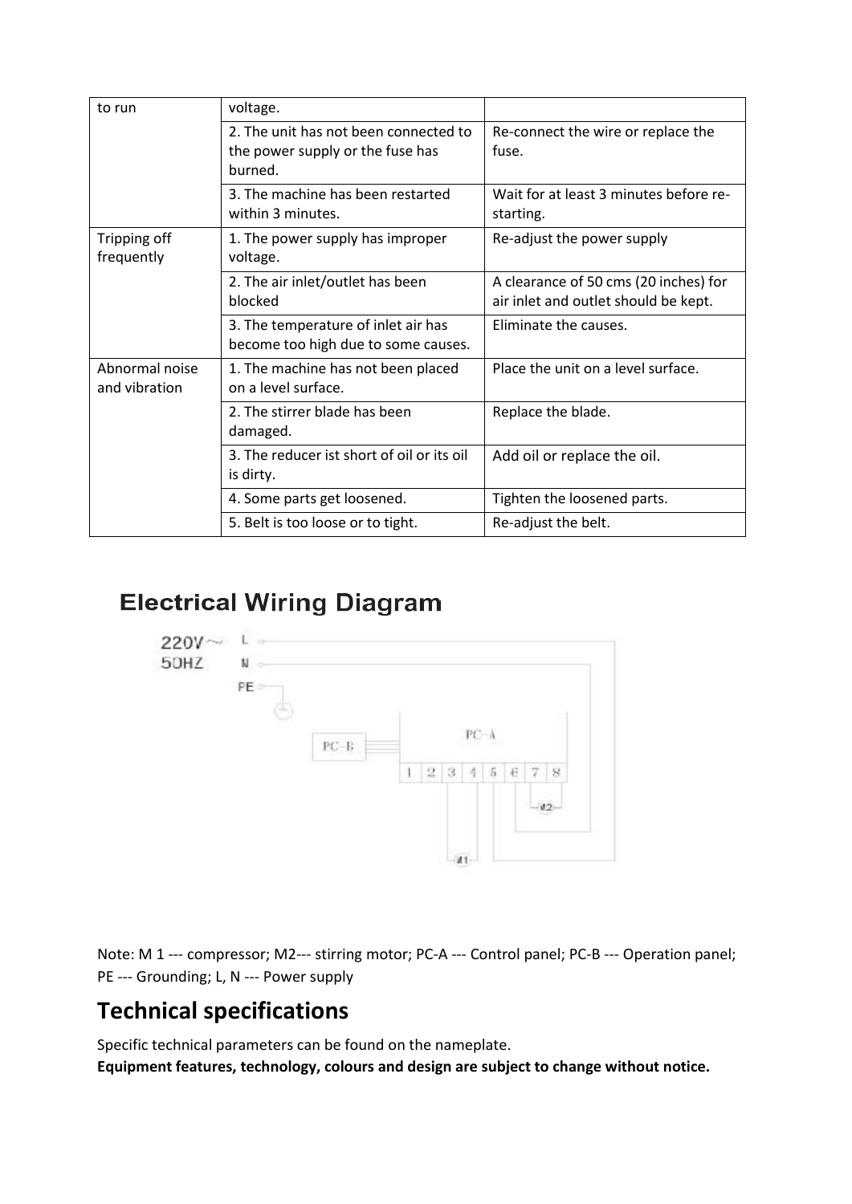| | | |
|---|---|---|
| to run | voltage. | |
| | 2. The unit has not been connected to the power supply or the fuse has burned. | Re-connect the wire or replace the fuse. |
| | 3. The machine has been restarted within 3 minutes. | Wait for at least 3 minutes before re-starting. |
| Tripping off frequently | 1. The power supply has improper voltage. | Re-adjust the power supply |
| | 2. The air inlet/outlet has been blocked | A clearance of 50 cms (20 inches) for air inlet and outlet should be kept. |
| | 3. The temperature of inlet air has become too high due to some causes. | Eliminate the causes. |
| Abnormal noise and vibration | 1. The machine has not been placed on a level surface. | Place the unit on a level surface. |
| | 2. The stirrer blade has been damaged. | Replace the blade. |
| | 3. The reducer ist short of oil or its oil is dirty. | Add oil or replace the oil. |
| | 4. Some parts get loosened. | Tighten the loosened parts. |
| | 5. Belt is too loose or to tight. | Re-adjust the belt. |

## Electrical Wiring Diagram

220V~ 50HZ — L, N, PE — PC-B — PC-A — 1 2 3 4 5 6 7 8 — M1 — M2

Note: M 1 --- compressor; M2--- stirring motor; PC-A --- Control panel; PC-B --- Operation panel; PE --- Grounding; L, N --- Power supply

## Technical specifications

Specific technical parameters can be found on the nameplate.

**Equipment features, technology, colours and design are subject to change without notice.**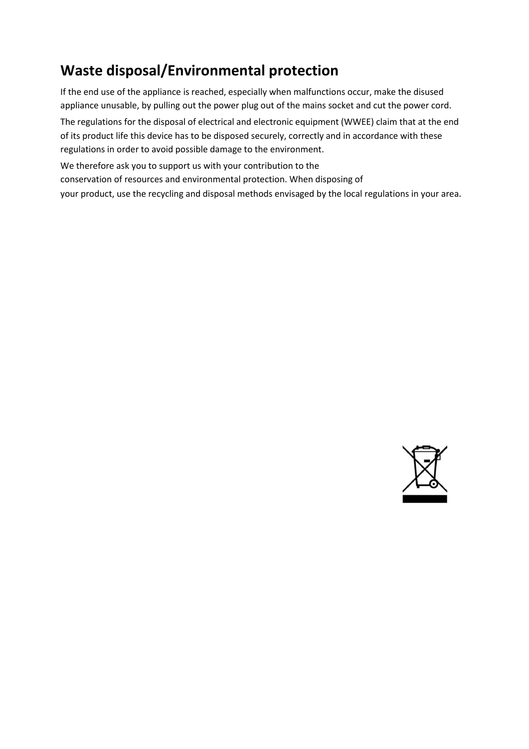## Waste disposal/Environmental protection

If the end use of the appliance is reached, especially when malfunctions occur, make the disused appliance unusable, by pulling out the power plug out of the mains socket and cut the power cord.

The regulations for the disposal of electrical and electronic equipment (WWEE) claim that at the end of its product life this device has to be disposed securely, correctly and in accordance with these regulations in order to avoid possible damage to the environment.

We therefore ask you to support us with your contribution to the conservation of resources and environmental protection. When disposing of your product, use the recycling and disposal methods envisaged by the local regulations in your area.